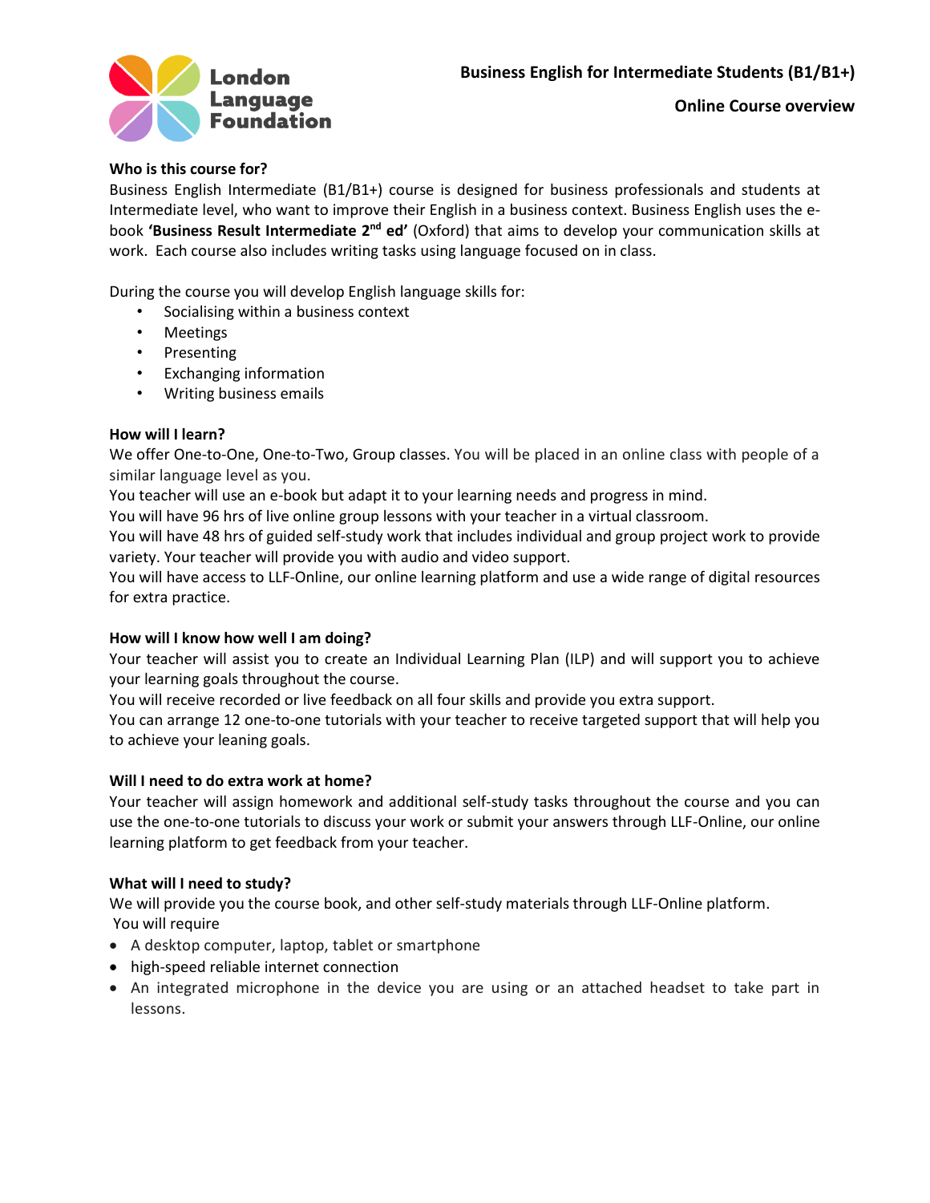London Language Foundation

**Business English for Intermediate Students (B1/B1+)**

**Online Course overview**

**Who is this course for?**

Business English Intermediate (B1/B1+) course is designed for business professionals and students at Intermediate level, who want to improve their English in a business context. Business English uses the e-book **'Business Result Intermediate 2nd ed'** (Oxford) that aims to develop your communication skills at work. Each course also includes writing tasks using language focused on in class.

During the course you will develop English language skills for:

- Socialising within a business context
- Meetings
- Presenting
- Exchanging information
- Writing business emails

**How will I learn?**

We offer One-to-One, One-to-Two, Group classes. You will be placed in an online class with people of a similar language level as you.

You teacher will use an e-book but adapt it to your learning needs and progress in mind.

You will have 96 hrs of live online group lessons with your teacher in a virtual classroom.

You will have 48 hrs of guided self-study work that includes individual and group project work to provide variety. Your teacher will provide you with audio and video support.

You will have access to LLF-Online, our online learning platform and use a wide range of digital resources for extra practice.

**How will I know how well I am doing?**

Your teacher will assist you to create an Individual Learning Plan (ILP) and will support you to achieve your learning goals throughout the course.

You will receive recorded or live feedback on all four skills and provide you extra support.

You can arrange 12 one-to-one tutorials with your teacher to receive targeted support that will help you to achieve your leaning goals.

**Will I need to do extra work at home?**

Your teacher will assign homework and additional self-study tasks throughout the course and you can use the one-to-one tutorials to discuss your work or submit your answers through LLF-Online, our online learning platform to get feedback from your teacher.

**What will I need to study?**

We will provide you the course book, and other self-study materials through LLF-Online platform.

You will require

- A desktop computer, laptop, tablet or smartphone
- high-speed reliable internet connection
- An integrated microphone in the device you are using or an attached headset to take part in lessons.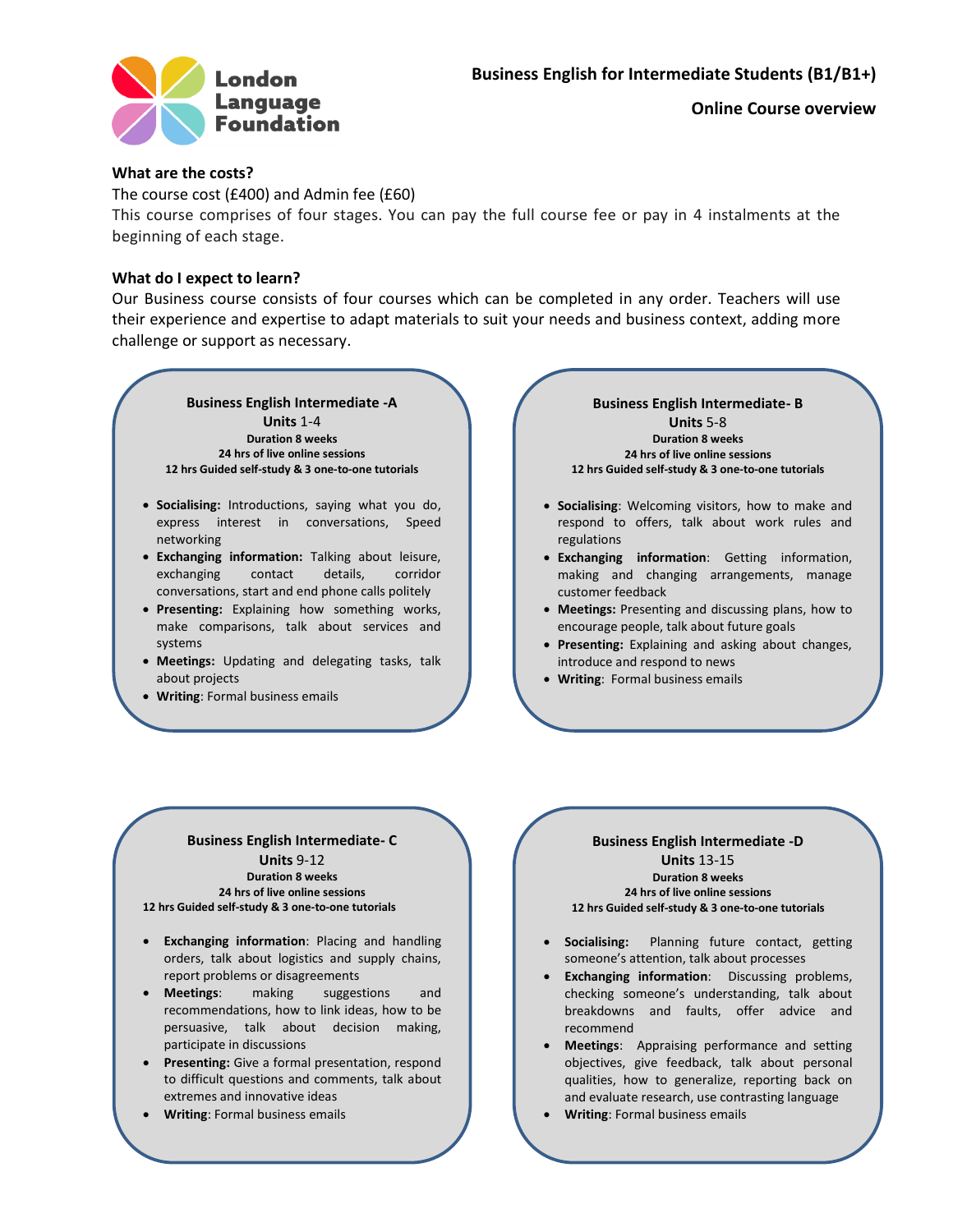London Language Foundation

**Business English for Intermediate Students (B1/B1+)**

**Online Course overview**

**What are the costs?**

The course cost (£400) and Admin fee (£60)

This course comprises of four stages. You can pay the full course fee or pay in 4 instalments at the beginning of each stage.

**What do I expect to learn?**

Our Business course consists of four courses which can be completed in any order. Teachers will use their experience and expertise to adapt materials to suit your needs and business context, adding more challenge or support as necessary.

### Business English Intermediate -A

**Units** 1-4

**Duration 8 weeks**

**24 hrs of live online sessions**

**12 hrs Guided self-study & 3 one-to-one tutorials**

- **Socialising:** Introductions, saying what you do, express interest in conversations, Speed networking
- **Exchanging information:** Talking about leisure, exchanging contact details, corridor conversations, start and end phone calls politely
- **Presenting:** Explaining how something works, make comparisons, talk about services and systems
- **Meetings:** Updating and delegating tasks, talk about projects
- **Writing**: Formal business emails

### Business English Intermediate- B

**Units** 5-8

**Duration 8 weeks**

**24 hrs of live online sessions**

**12 hrs Guided self-study & 3 one-to-one tutorials**

- **Socialising**: Welcoming visitors, how to make and respond to offers, talk about work rules and regulations
- **Exchanging information**: Getting information, making and changing arrangements, manage customer feedback
- **Meetings:** Presenting and discussing plans, how to encourage people, talk about future goals
- **Presenting:** Explaining and asking about changes, introduce and respond to news
- **Writing**: Formal business emails

### Business English Intermediate- C

**Units** 9-12

**Duration 8 weeks**

**24 hrs of live online sessions**

**12 hrs Guided self-study & 3 one-to-one tutorials**

- **Exchanging information**: Placing and handling orders, talk about logistics and supply chains, report problems or disagreements
- **Meetings**: making suggestions and recommendations, how to link ideas, how to be persuasive, talk about decision making, participate in discussions
- **Presenting:** Give a formal presentation, respond to difficult questions and comments, talk about extremes and innovative ideas
- **Writing**: Formal business emails

### Business English Intermediate -D

**Units** 13-15

**Duration 8 weeks**

**24 hrs of live online sessions**

**12 hrs Guided self-study & 3 one-to-one tutorials**

- **Socialising:** Planning future contact, getting someone's attention, talk about processes
- **Exchanging information**: Discussing problems, checking someone's understanding, talk about breakdowns and faults, offer advice and recommend
- **Meetings**: Appraising performance and setting objectives, give feedback, talk about personal qualities, how to generalize, reporting back on and evaluate research, use contrasting language
- **Writing**: Formal business emails